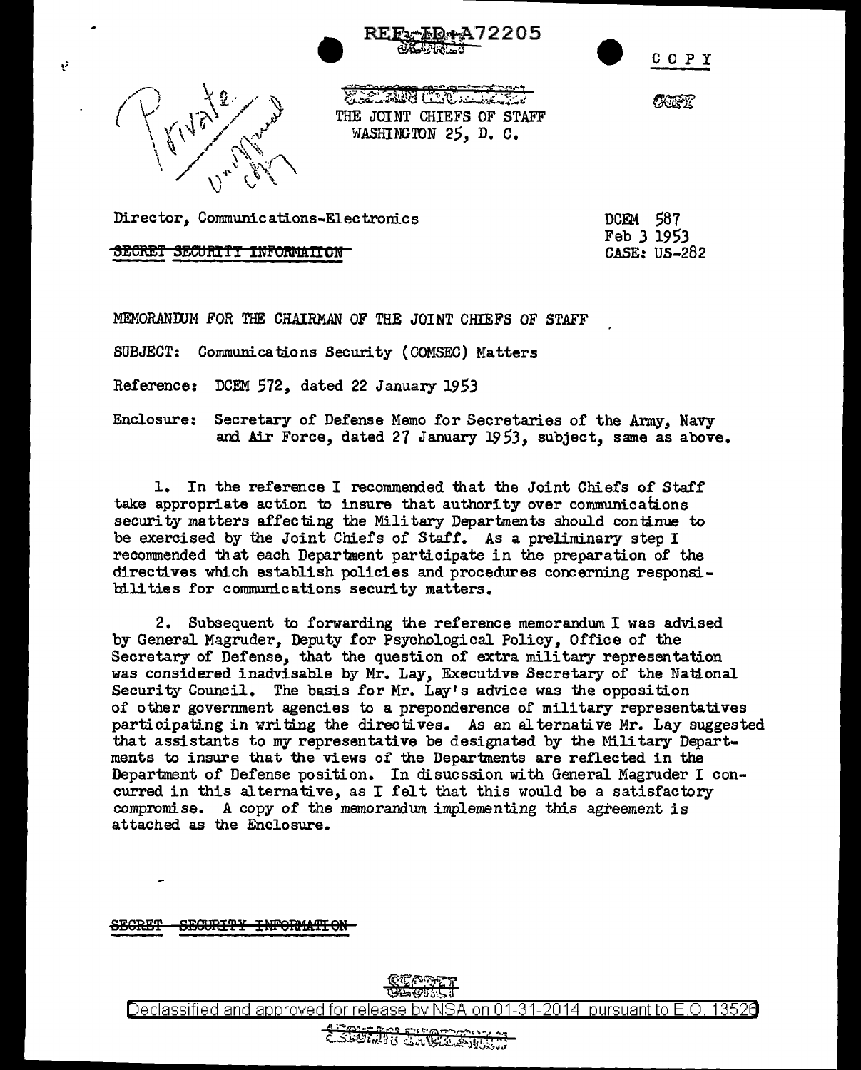REF ID:A72205

COPY

Private Unofficial copy

THE JOINT CHIEFS OF STAFF
WASHINGTON 25, D. C.

Director, Communications-Electronics

~~SECRET SECURITY INFORMATION~~

DCEM 587
Feb 3 1953
CASE: US-282

MEMORANDUM FOR THE CHAIRMAN OF THE JOINT CHIEFS OF STAFF

SUBJECT: Communications Security (COMSEC) Matters

Reference: DCEM 572, dated 22 January 1953

Enclosure: Secretary of Defense Memo for Secretaries of the Army, Navy and Air Force, dated 27 January 1953, subject, same as above.

1. In the reference I recommended that the Joint Chiefs of Staff take appropriate action to insure that authority over communications security matters affecting the Military Departments should continue to be exercised by the Joint Chiefs of Staff. As a preliminary step I recommended that each Department participate in the preparation of the directives which establish policies and procedures concerning responsibilities for communications security matters.

2. Subsequent to forwarding the reference memorandum I was advised by General Magruder, Deputy for Psychological Policy, Office of the Secretary of Defense, that the question of extra military representation was considered inadvisable by Mr. Lay, Executive Secretary of the National Security Council. The basis for Mr. Lay's advice was the opposition of other government agencies to a preponderence of military representatives participating in writing the directives. As an alternative Mr. Lay suggested that assistants to my representative be designated by the Military Departments to insure that the views of the Departments are reflected in the Department of Defense position. In disucssion with General Magruder I concurred in this alternative, as I felt that this would be a satisfactory compromise. A copy of the memorandum implementing this agreement is attached as the Enclosure.

~~SECRET SECURITY INFORMATION~~

Declassified and approved for release by NSA on 01-31-2014 pursuant to E.O. 13526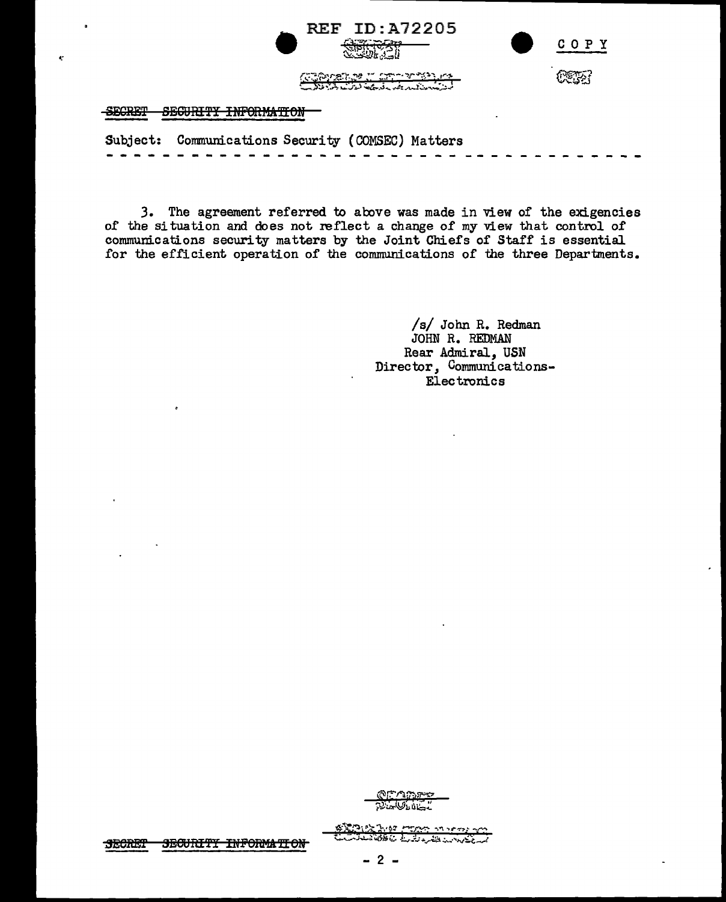SECRET SECURITY INFORMATION

Subject: Communications Security (COMSEC) Matters

- - - - - - - - - - - - - - - - - - - - - - - - - - - - - - - - - - - -

3. The agreement referred to above was made in view of the exigencies of the situation and does not reflect a change of my view that control of communications security matters by the Joint Chiefs of Staff is essential for the efficient operation of the communications of the three Departments.

/s/ John R. Redman
JOHN R. REDMAN
Rear Admiral, USN
Director, Communications-
Electronics

SECRET SECURITY INFORMATION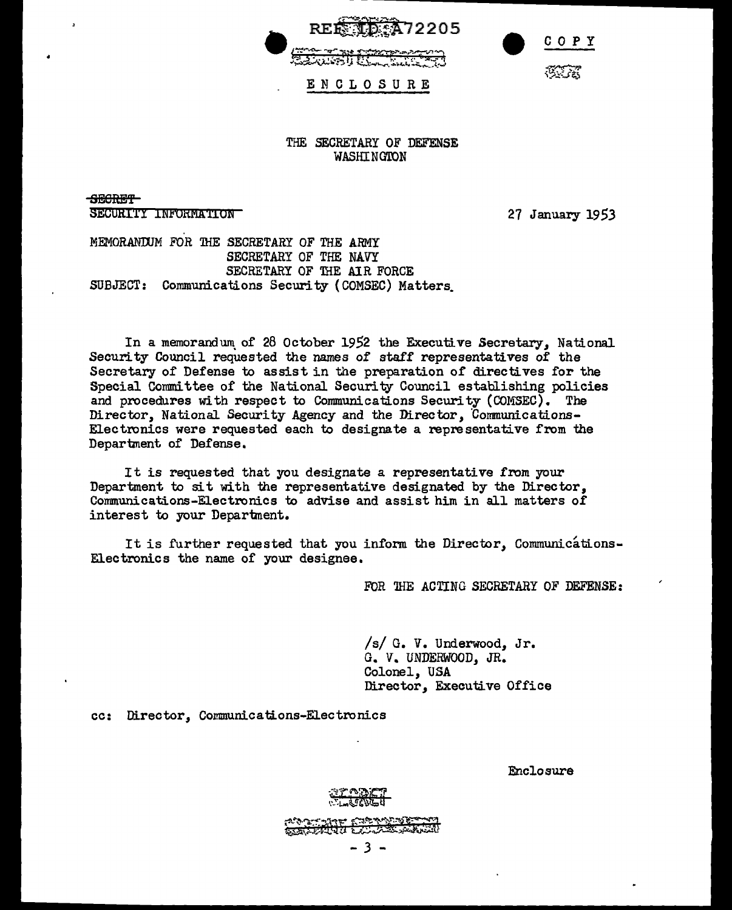REF ID:A72205

ENCLOSURE

COPY

THE SECRETARY OF DEFENSE
WASHINGTON

~~SECRET~~
SECURITY INFORMATION

27 January 1953

MEMORANDUM FOR THE SECRETARY OF THE ARMY
SECRETARY OF THE NAVY
SECRETARY OF THE AIR FORCE

SUBJECT: Communications Security (COMSEC) Matters.

In a memorandum of 28 October 1952 the Executive Secretary, National Security Council requested the names of staff representatives of the Secretary of Defense to assist in the preparation of directives for the Special Committee of the National Security Council establishing policies and procedures with respect to Communications Security (COMSEC). The Director, National Security Agency and the Director, Communications-Electronics were requested each to designate a representative from the Department of Defense.

It is requested that you designate a representative from your Department to sit with the representative designated by the Director, Communications-Electronics to advise and assist him in all matters of interest to your Department.

It is further requested that you inform the Director, Communications-Electronics the name of your designee.

FOR THE ACTING SECRETARY OF DEFENSE:

/s/ G. V. Underwood, Jr.
G. V. UNDERWOOD, JR.
Colonel, USA
Director, Executive Office

cc: Director, Communications-Electronics

Enclosure

SECRET